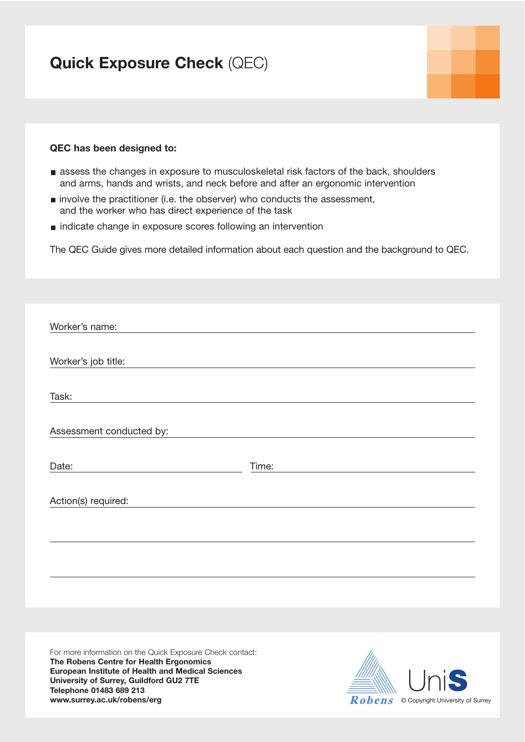# Quick Exposure Check (QEC)

**QEC has been designed to:**

- assess the changes in exposure to musculoskeletal risk factors of the back, shoulders and arms, hands and wrists, and neck before and after an ergonomic intervention
- involve the practitioner (i.e. the observer) who conducts the assessment, and the worker who has direct experience of the task
- indicate change in exposure scores following an intervention

The QEC Guide gives more detailed information about each question and the background to QEC.

Worker's name: ______________________________

Worker's job title: ______________________________

Task: ______________________________

Assessment conducted by: ______________________________

Date: ______________ Time: ______________

Action(s) required: ______________________________

______________________________

______________________________

For more information on the Quick Exposure Check contact:
**The Robens Centre for Health Ergonomics**
**European Institute of Health and Medical Sciences**
**University of Surrey, Guildford GU2 7TE**
**Telephone 01483 689 213**
**www.surrey.ac.uk/robens/erg**

Robens

UniS

© Copyright University of Surrey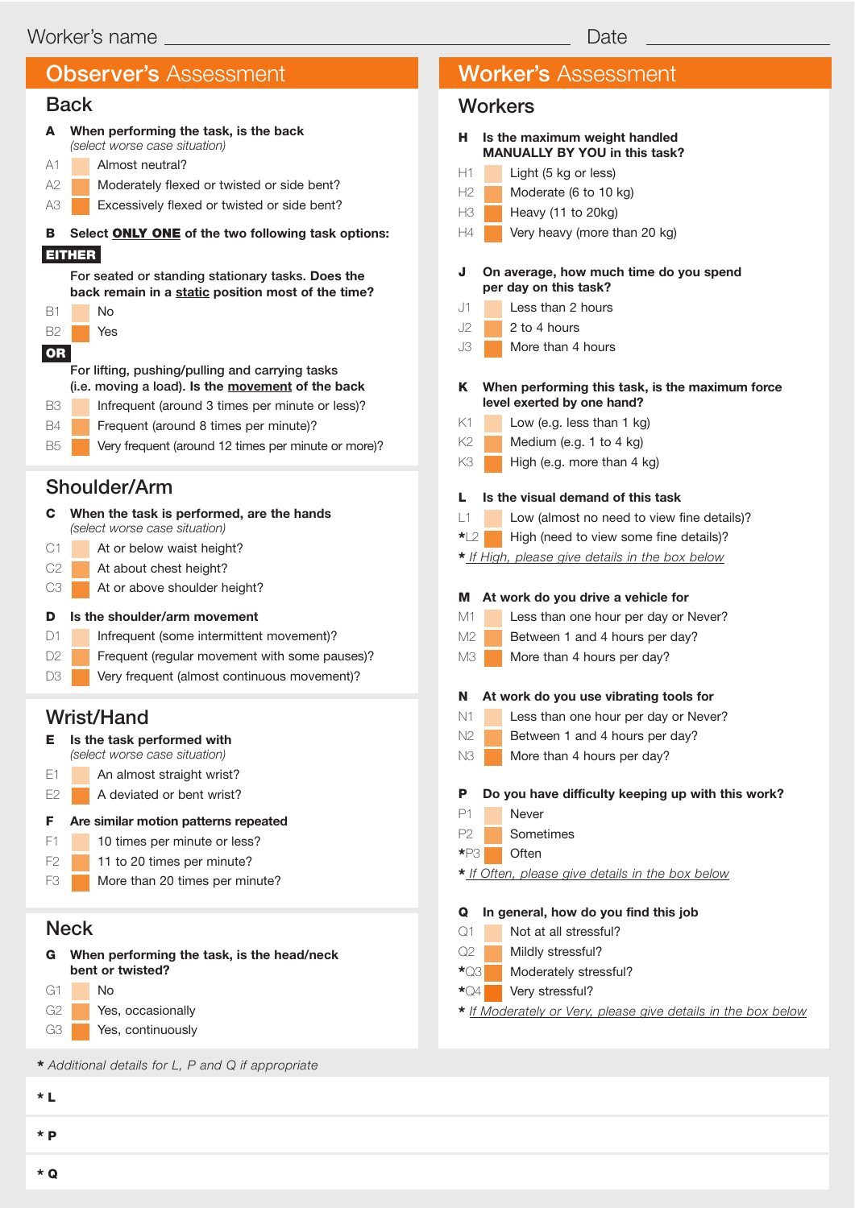Worker's name ______________________________ Date ______________

## Observer's Assessment

### Back

**A When performing the task, is the back**
*(select worse case situation)*

- A1 Almost neutral?
- A2 Moderately flexed or twisted or side bent?
- A3 Excessively flexed or twisted or side bent?

**B Select ONLY ONE of the two following task options:**

**EITHER**

**For seated or standing tasks. Does the back remain in a static position most of the time?**

- B1 No
- B2 Yes

**OR**

**For lifting, pushing/pulling and carrying tasks (i.e. moving a load). Is the movement of the back**

- B3 Infrequent (around 3 times per minute or less)?
- B4 Frequent (around 8 times per minute)?
- B5 Very frequent (around 12 times per minute or more)?

### Shoulder/Arm

**C When the task is performed, are the hands**
*(select worse case situation)*

- C1 At or below waist height?
- C2 At about chest height?
- C3 At or above shoulder height?

**D Is the shoulder/arm movement**

- D1 Infrequent (some intermittent movement)?
- D2 Frequent (regular movement with some pauses)?
- D3 Very frequent (almost continuous movement)?

### Wrist/Hand

**E Is the task performed with**
*(select worse case situation)*

- E1 An almost straight wrist?
- E2 A deviated or bent wrist?

**F Are similar motion patterns repeated**

- F1 10 times per minute or less?
- F2 11 to 20 times per minute?
- F3 More than 20 times per minute?

### Neck

**G When performing the task, is the head/neck bent or twisted?**

- G1 No
- G2 Yes, occasionally
- G3 Yes, continuously

## Worker's Assessment

### Workers

**H Is the maximum weight handled MANUALLY BY YOU in this task?**

- H1 Light (5 kg or less)
- H2 Moderate (6 to 10 kg)
- H3 Heavy (11 to 20kg)
- H4 Very heavy (more than 20 kg)

**J On average, how much time do you spend per day on this task?**

- J1 Less than 2 hours
- J2 2 to 4 hours
- J3 More than 4 hours

**K When performing this task, is the maximum force level exerted by one hand?**

- K1 Low (e.g. less than 1 kg)
- K2 Medium (e.g. 1 to 4 kg)
- K3 High (e.g. more than 4 kg)

**L Is the visual demand of this task**

- L1 Low (almost no need to view fine details)?
- *L2 High (need to view some fine details)?

* *If High, please give details in the box below*

**M At work do you drive a vehicle for**

- M1 Less than one hour per day or Never?
- M2 Between 1 and 4 hours per day?
- M3 More than 4 hours per day?

**N At work do you use vibrating tools for**

- N1 Less than one hour per day or Never?
- N2 Between 1 and 4 hours per day?
- N3 More than 4 hours per day?

**P Do you have difficulty keeping up with this work?**

- P1 Never
- P2 Sometimes
- *P3 Often

* *If Often, please give details in the box below*

**Q In general, how do you find this job**

- Q1 Not at all stressful?
- Q2 Mildly stressful?
- *Q3 Moderately stressful?
- *Q4 Very stressful?

* *If Moderately or Very, please give details in the box below*

* *Additional details for L, P and Q if appropriate*

**\* L**

**\* P**

**\* Q**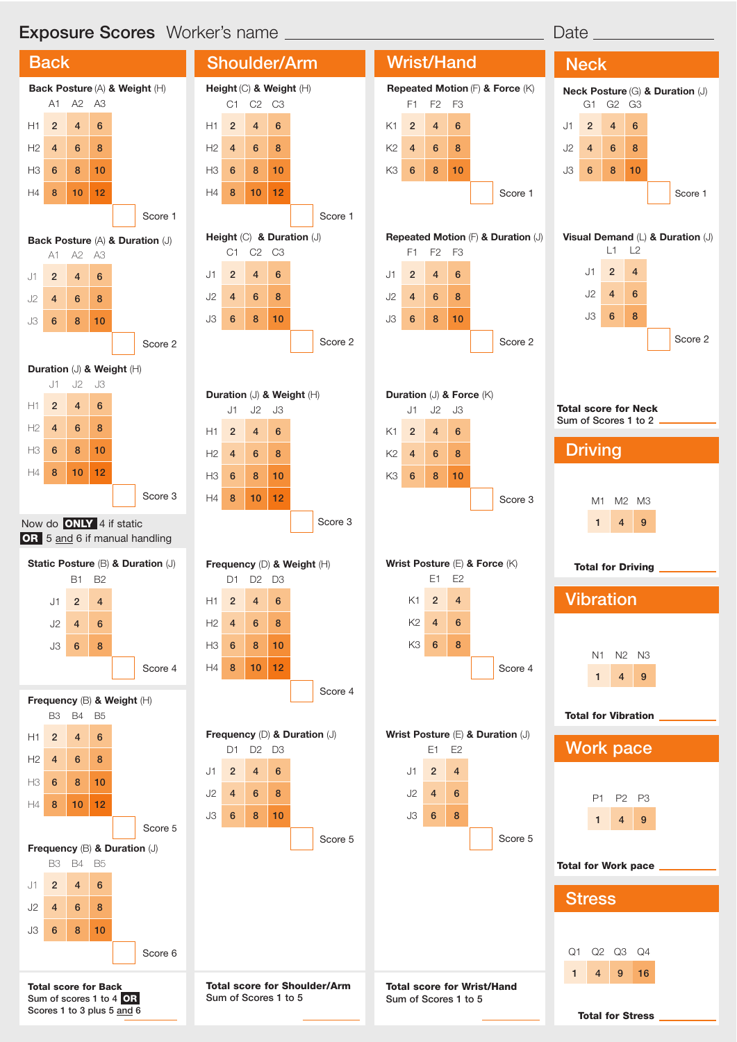# Exposure Scores

Worker's name ______________________ Date ______________

## Back

**Back Posture (A) & Weight (H)**

| | A1 | A2 | A3 |
|---|---|---|---|
| H1 | 2 | 4 | 6 |
| H2 | 4 | 6 | 8 |
| H3 | 6 | 8 | 10 |
| H4 | 8 | 10 | 12 |

Score 1

**Back Posture (A) & Duration (J)**

| | A1 | A2 | A3 |
|---|---|---|---|
| J1 | 2 | 4 | 6 |
| J2 | 4 | 6 | 8 |
| J3 | 6 | 8 | 10 |

Score 2

**Duration (J) & Weight (H)**

| | J1 | J2 | J3 |
|---|---|---|---|
| H1 | 2 | 4 | 6 |
| H2 | 4 | 6 | 8 |
| H3 | 6 | 8 | 10 |
| H4 | 8 | 10 | 12 |

Score 3

Now do **ONLY** 4 if static **OR** 5 and 6 if manual handling

**Static Posture (B) & Duration (J)**

| | B1 | B2 |
|---|---|---|
| J1 | 2 | 4 |
| J2 | 4 | 6 |
| J3 | 6 | 8 |

Score 4

**Frequency (B) & Weight (H)**

| | B3 | B4 | B5 |
|---|---|---|---|
| H1 | 2 | 4 | 6 |
| H2 | 4 | 6 | 8 |
| H3 | 6 | 8 | 10 |
| H4 | 8 | 10 | 12 |

Score 5

**Frequency (B) & Duration (J)**

| | B3 | B4 | B5 |
|---|---|---|---|
| J1 | 2 | 4 | 6 |
| J2 | 4 | 6 | 8 |
| J3 | 6 | 8 | 10 |

Score 6

**Total score for Back**
Sum of scores 1 to 4 **OR** Scores 1 to 3 plus 5 and 6 ______

## Shoulder/Arm

**Height (C) & Weight (H)**

| | C1 | C2 | C3 |
|---|---|---|---|
| H1 | 2 | 4 | 6 |
| H2 | 4 | 6 | 8 |
| H3 | 6 | 8 | 10 |
| H4 | 8 | 10 | 12 |

Score 1

**Height (C) & Duration (J)**

| | C1 | C2 | C3 |
|---|---|---|---|
| J1 | 2 | 4 | 6 |
| J2 | 4 | 6 | 8 |
| J3 | 6 | 8 | 10 |

Score 2

**Duration (J) & Weight (H)**

| | J1 | J2 | J3 |
|---|---|---|---|
| H1 | 2 | 4 | 6 |
| H2 | 4 | 6 | 8 |
| H3 | 6 | 8 | 10 |
| H4 | 8 | 10 | 12 |

Score 3

**Frequency (D) & Weight (H)**

| | D1 | D2 | D3 |
|---|---|---|---|
| H1 | 2 | 4 | 6 |
| H2 | 4 | 6 | 8 |
| H3 | 6 | 8 | 10 |
| H4 | 8 | 10 | 12 |

Score 4

**Frequency (D) & Duration (J)**

| | D1 | D2 | D3 |
|---|---|---|---|
| J1 | 2 | 4 | 6 |
| J2 | 4 | 6 | 8 |
| J3 | 6 | 8 | 10 |

Score 5

**Total score for Shoulder/Arm**
Sum of Scores 1 to 5 ______

## Wrist/Hand

**Repeated Motion (F) & Force (K)**

| | F1 | F2 | F3 |
|---|---|---|---|
| K1 | 2 | 4 | 6 |
| K2 | 4 | 6 | 8 |
| K3 | 6 | 8 | 10 |

Score 1

**Repeated Motion (F) & Duration (J)**

| | F1 | F2 | F3 |
|---|---|---|---|
| J1 | 2 | 4 | 6 |
| J2 | 4 | 6 | 8 |
| J3 | 6 | 8 | 10 |

Score 2

**Duration (J) & Force (K)**

| | J1 | J2 | J3 |
|---|---|---|---|
| K1 | 2 | 4 | 6 |
| K2 | 4 | 6 | 8 |
| K3 | 6 | 8 | 10 |

Score 3

**Wrist Posture (E) & Force (K)**

| | E1 | E2 |
|---|---|---|
| K1 | 2 | 4 |
| K2 | 4 | 6 |
| K3 | 6 | 8 |

Score 4

**Wrist Posture (E) & Duration (J)**

| | E1 | E2 |
|---|---|---|
| J1 | 2 | 4 |
| J2 | 4 | 6 |
| J3 | 6 | 8 |

Score 5

**Total score for Wrist/Hand**
Sum of Scores 1 to 5 ______

## Neck

**Neck Posture (G) & Duration (J)**

| | G1 | G2 | G3 |
|---|---|---|---|
| J1 | 2 | 4 | 6 |
| J2 | 4 | 6 | 8 |
| J3 | 6 | 8 | 10 |

Score 1

**Visual Demand (L) & Duration (J)**

| | L1 | L2 |
|---|---|---|
| J1 | 2 | 4 |
| J2 | 4 | 6 |
| J3 | 6 | 8 |

Score 2

**Total score for Neck**
Sum of Scores 1 to 2 ______

## Driving

| M1 | M2 | M3 |
|---|---|---|
| 1 | 4 | 9 |

**Total for Driving** ______

## Vibration

| N1 | N2 | N3 |
|---|---|---|
| 1 | 4 | 9 |

**Total for Vibration** ______

## Work pace

| P1 | P2 | P3 |
|---|---|---|
| 1 | 4 | 9 |

**Total for Work pace** ______

## Stress

| Q1 | Q2 | Q3 | Q4 |
|---|---|---|---|
| 1 | 4 | 9 | 16 |

**Total for Stress** ______